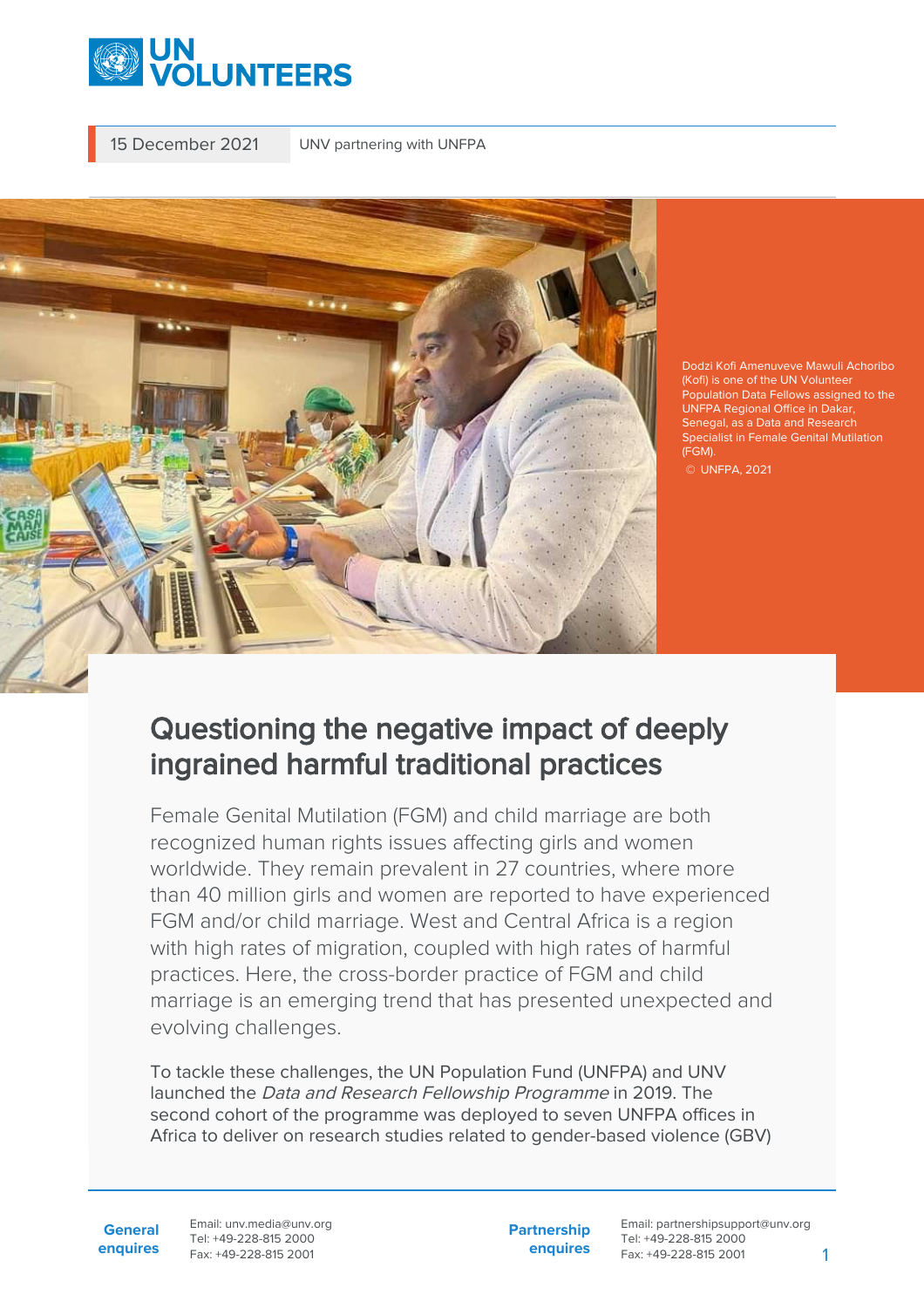15 December 2021 UNV partnering with UNFPA

Dodzi Kofi Amenuveve Mawuli Achoribo (Kofi) is one of the UN Volunteer Population Data Fellows assigned to the UNFPA Regional Office in Dakar, Senegal, as a Data and Research Specialist in Female Genital Mutilation (FGM).

© UNFPA, 2021

# Questioning the negative impact of deeply ingrained harmful traditional practices

Female Genital Mutilation (FGM) and child marriage are both recognized human rights issues affecting girls and women worldwide. They remain prevalent in 27 countries, where more than 40 million girls and women are reported to have experienced FGM and/or child marriage. West and Central Africa is a region with high rates of migration, coupled with high rates of harmful practices. Here, the cross-border practice of FGM and child marriage is an emerging trend that has presented unexpected and evolving challenges.

To tackle these challenges, the UN Population Fund (UNFPA) and UNV launched the *Data and Research Fellowship Programme* in 2019. The second cohort of the programme was deployed to seven UNFPA offices in Africa to deliver on research studies related to gender-based violence (GBV)

**General enquires** Email: unv.media@unv.org Tel: +49-228-815 2000 Fax: +49-228-815 2001

**Partnership enquires** Email: partnershipsupport@unv.org Tel: +49-228-815 2000 Fax: +49-228-815 2001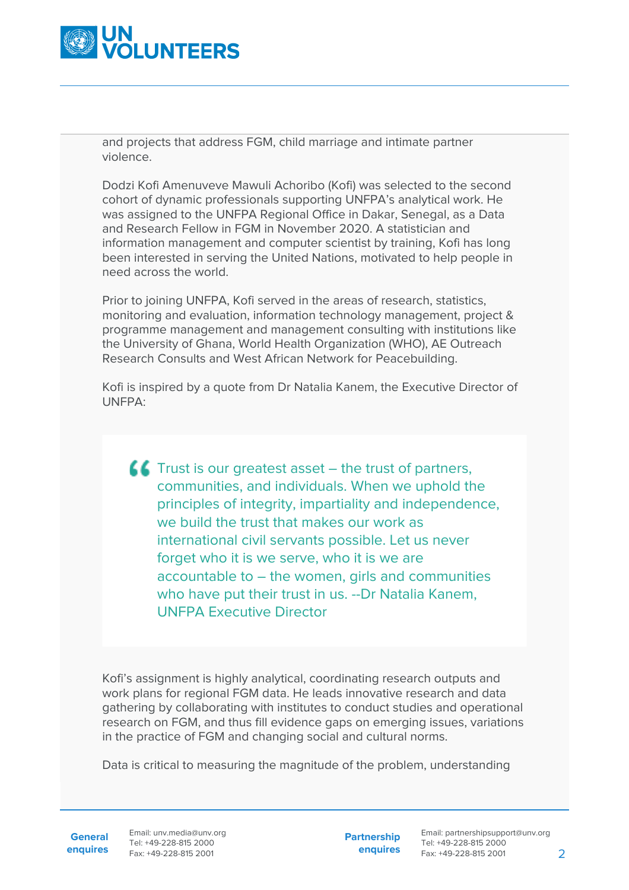and projects that address FGM, child marriage and intimate partner violence.

Dodzi Kofi Amenuveve Mawuli Achoribo (Kofi) was selected to the second cohort of dynamic professionals supporting UNFPA's analytical work. He was assigned to the UNFPA Regional Office in Dakar, Senegal, as a Data and Research Fellow in FGM in November 2020. A statistician and information management and computer scientist by training, Kofi has long been interested in serving the United Nations, motivated to help people in need across the world.

Prior to joining UNFPA, Kofi served in the areas of research, statistics, monitoring and evaluation, information technology management, project & programme management and management consulting with institutions like the University of Ghana, World Health Organization (WHO), AE Outreach Research Consults and West African Network for Peacebuilding.

Kofi is inspired by a quote from Dr Natalia Kanem, the Executive Director of UNFPA:

> Trust is our greatest asset – the trust of partners, communities, and individuals. When we uphold the principles of integrity, impartiality and independence, we build the trust that makes our work as international civil servants possible. Let us never forget who it is we serve, who it is we are accountable to – the women, girls and communities who have put their trust in us. --Dr Natalia Kanem, UNFPA Executive Director

Kofi's assignment is highly analytical, coordinating research outputs and work plans for regional FGM data. He leads innovative research and data gathering by collaborating with institutes to conduct studies and operational research on FGM, and thus fill evidence gaps on emerging issues, variations in the practice of FGM and changing social and cultural norms.

Data is critical to measuring the magnitude of the problem, understanding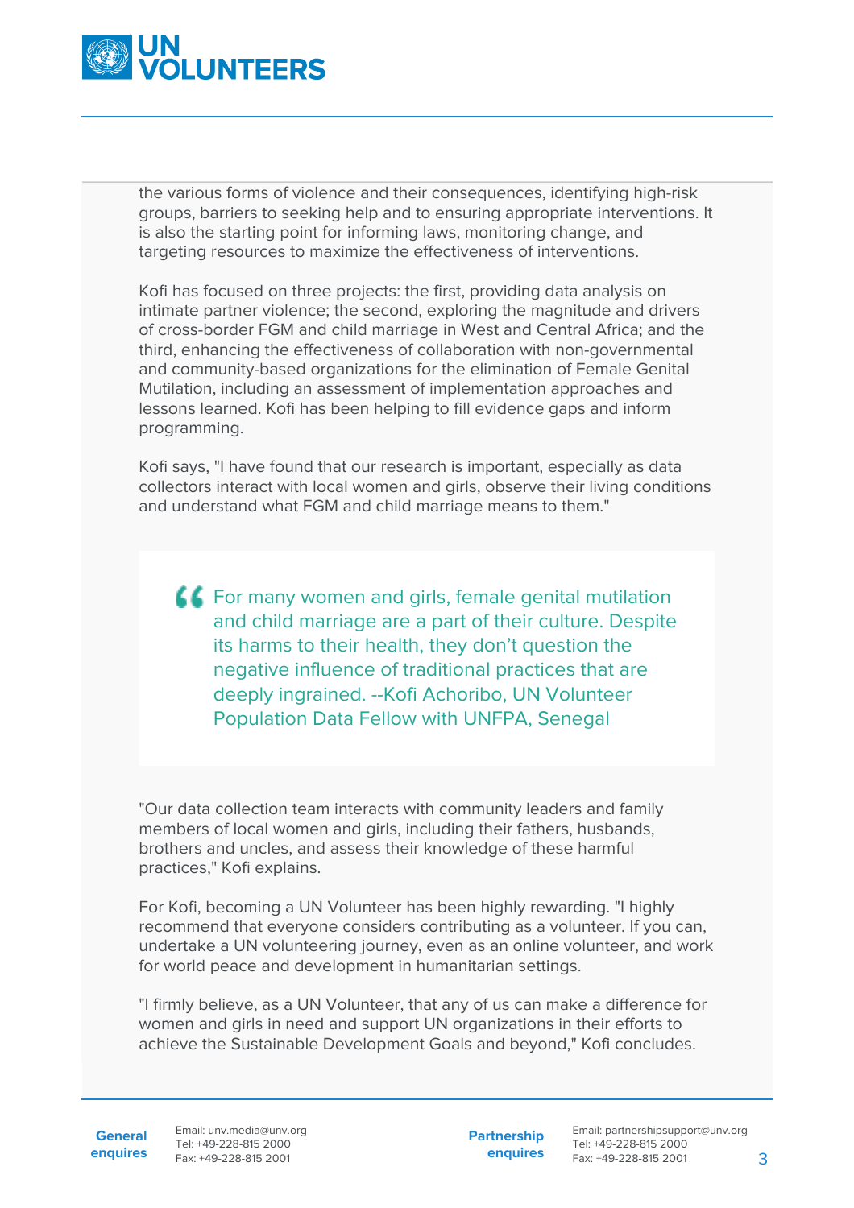the various forms of violence and their consequences, identifying high-risk groups, barriers to seeking help and to ensuring appropriate interventions. It is also the starting point for informing laws, monitoring change, and targeting resources to maximize the effectiveness of interventions.

Kofi has focused on three projects: the first, providing data analysis on intimate partner violence; the second, exploring the magnitude and drivers of cross-border FGM and child marriage in West and Central Africa; and the third, enhancing the effectiveness of collaboration with non-governmental and community-based organizations for the elimination of Female Genital Mutilation, including an assessment of implementation approaches and lessons learned. Kofi has been helping to fill evidence gaps and inform programming.

Kofi says, "I have found that our research is important, especially as data collectors interact with local women and girls, observe their living conditions and understand what FGM and child marriage means to them."

> For many women and girls, female genital mutilation and child marriage are a part of their culture. Despite its harms to their health, they don't question the negative influence of traditional practices that are deeply ingrained. --Kofi Achoribo, UN Volunteer Population Data Fellow with UNFPA, Senegal

"Our data collection team interacts with community leaders and family members of local women and girls, including their fathers, husbands, brothers and uncles, and assess their knowledge of these harmful practices," Kofi explains.

For Kofi, becoming a UN Volunteer has been highly rewarding. "I highly recommend that everyone considers contributing as a volunteer. If you can, undertake a UN volunteering journey, even as an online volunteer, and work for world peace and development in humanitarian settings.

"I firmly believe, as a UN Volunteer, that any of us can make a difference for women and girls in need and support UN organizations in their efforts to achieve the Sustainable Development Goals and beyond," Kofi concludes.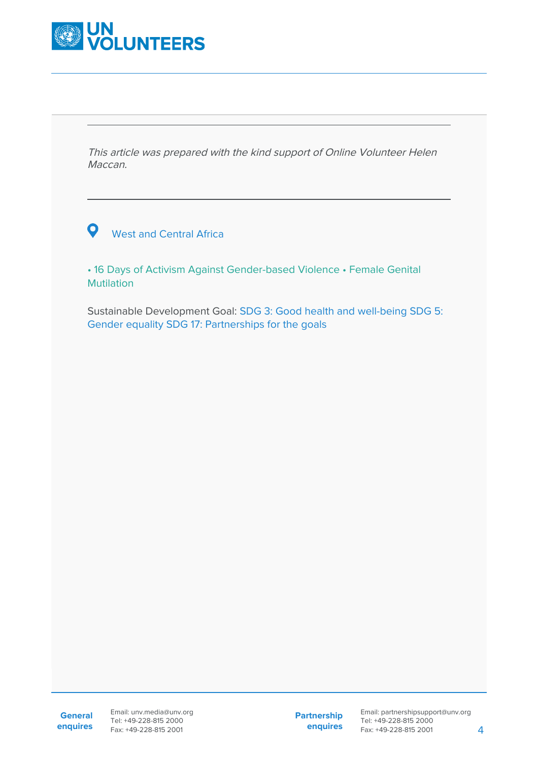*This article was prepared with the kind support of Online Volunteer Helen Maccan.*

---

West and Central Africa

• 16 Days of Activism Against Gender-based Violence • Female Genital Mutilation

Sustainable Development Goal: SDG 3: Good health and well-being SDG 5: Gender equality SDG 17: Partnerships for the goals

**General enquires**

Email: unv.media@unv.org
Tel: +49-228-815 2000
Fax: +49-228-815 2001

**Partnership enquires**

Email: partnershipsupport@unv.org
Tel: +49-228-815 2000
Fax: +49-228-815 2001